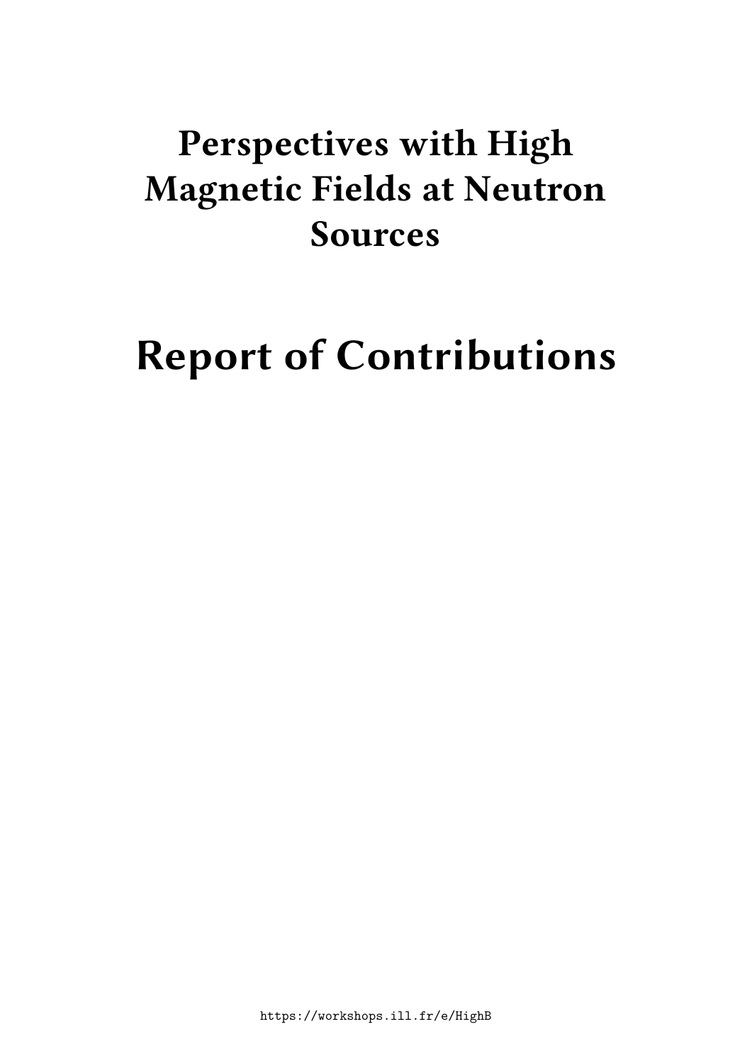# Perspectives with High Magnetic Fields at Neutron Sources

# Report of Contributions

https://workshops.ill.fr/e/HighB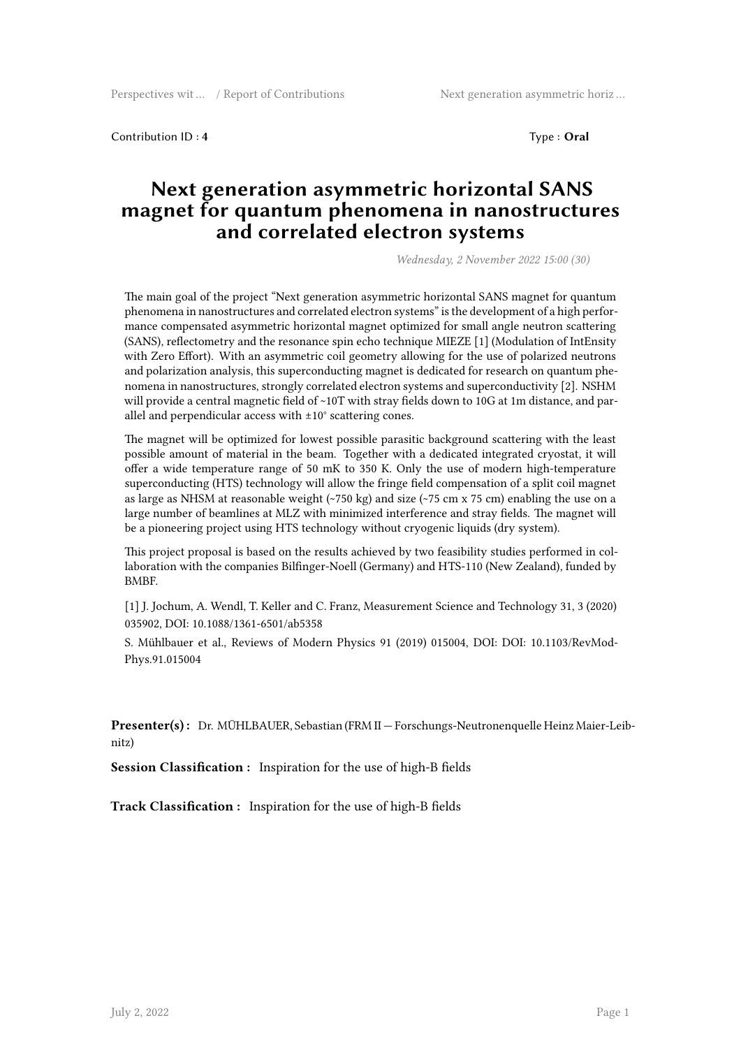Contribution ID : **4** Type : **Oral**

# Next generation asymmetric horizontal SANS magnet for quantum phenomena in nanostructures and correlated electron systems

*Wednesday, 2 November 2022 15:00 (30)*

The main goal of the project "Next generation asymmetric horizontal SANS magnet for quantum phenomena in nanostructures and correlated electron systems" is the development of a high performance compensated asymmetric horizontal magnet optimized for small angle neutron scattering (SANS), reflectometry and the resonance spin echo technique MIEZE [1] (Modulation of IntEnsity with Zero Effort). With an asymmetric coil geometry allowing for the use of polarized neutrons and polarization analysis, this superconducting magnet is dedicated for research on quantum phenomena in nanostructures, strongly correlated electron systems and superconductivity [2]. NSHM will provide a central magnetic field of ~10T with stray fields down to 10G at 1m distance, and parallel and perpendicular access with ±10° scattering cones.

The magnet will be optimized for lowest possible parasitic background scattering with the least possible amount of material in the beam. Together with a dedicated integrated cryostat, it will offer a wide temperature range of 50 mK to 350 K. Only the use of modern high-temperature superconducting (HTS) technology will allow the fringe field compensation of a split coil magnet as large as NHSM at reasonable weight (~750 kg) and size (~75 cm x 75 cm) enabling the use on a large number of beamlines at MLZ with minimized interference and stray fields. The magnet will be a pioneering project using HTS technology without cryogenic liquids (dry system).

This project proposal is based on the results achieved by two feasibility studies performed in collaboration with the companies Bilfinger-Noell (Germany) and HTS-110 (New Zealand), funded by BMBF.

[1] J. Jochum, A. Wendl, T. Keller and C. Franz, Measurement Science and Technology 31, 3 (2020) 035902, DOI: 10.1088/1361-6501/ab5358

S. Mühlbauer et al., Reviews of Modern Physics 91 (2019) 015004, DOI: DOI: 10.1103/RevModPhys.91.015004

**Presenter(s) :** Dr. MÜHLBAUER, Sebastian (FRM II — Forschungs-Neutronenquelle Heinz Maier-Leibnitz)

**Session Classification :** Inspiration for the use of high-B fields

**Track Classification :** Inspiration for the use of high-B fields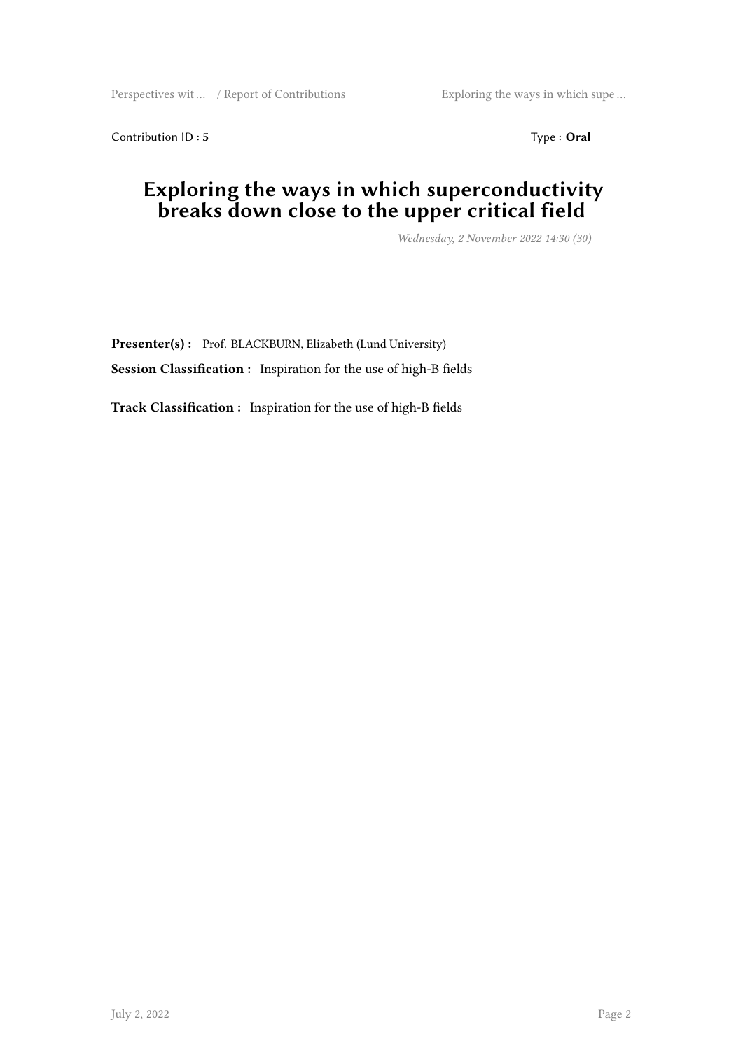Contribution ID : **5** Type : **Oral**

# Exploring the ways in which superconductivity breaks down close to the upper critical field

*Wednesday, 2 November 2022 14:30 (30)*

**Presenter(s) :** Prof. BLACKBURN, Elizabeth (Lund University)

**Session Classification :** Inspiration for the use of high-B fields

**Track Classification :** Inspiration for the use of high-B fields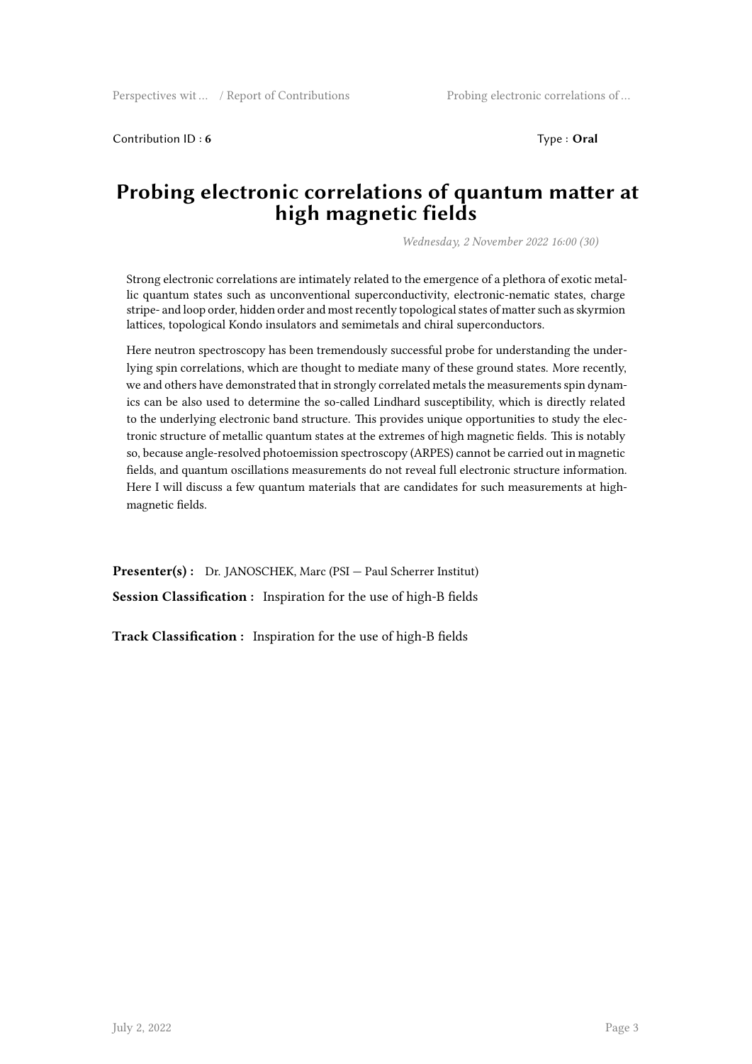Contribution ID : **6** Type : **Oral**

# Probing electronic correlations of quantum matter at high magnetic fields

*Wednesday, 2 November 2022 16:00 (30)*

Strong electronic correlations are intimately related to the emergence of a plethora of exotic metallic quantum states such as unconventional superconductivity, electronic-nematic states, charge stripe- and loop order, hidden order and most recently topological states of matter such as skyrmion lattices, topological Kondo insulators and semimetals and chiral superconductors.

Here neutron spectroscopy has been tremendously successful probe for understanding the underlying spin correlations, which are thought to mediate many of these ground states. More recently, we and others have demonstrated that in strongly correlated metals the measurements spin dynamics can be also used to determine the so-called Lindhard susceptibility, which is directly related to the underlying electronic band structure. This provides unique opportunities to study the electronic structure of metallic quantum states at the extremes of high magnetic fields. This is notably so, because angle-resolved photoemission spectroscopy (ARPES) cannot be carried out in magnetic fields, and quantum oscillations measurements do not reveal full electronic structure information. Here I will discuss a few quantum materials that are candidates for such measurements at high-magnetic fields.

**Presenter(s) :** Dr. JANOSCHEK, Marc (PSI — Paul Scherrer Institut)

**Session Classification :** Inspiration for the use of high-B fields

**Track Classification :** Inspiration for the use of high-B fields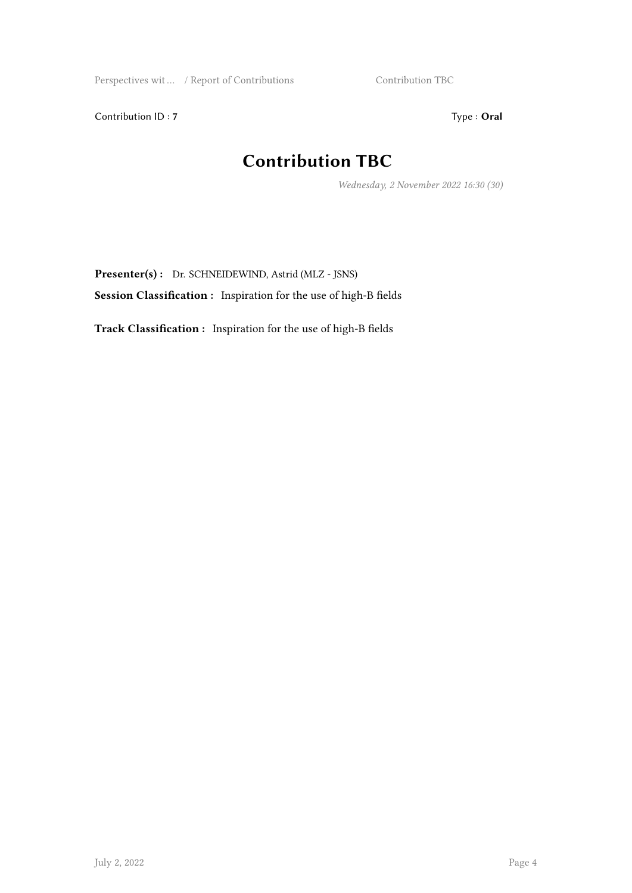Contribution ID : **7**

Type : **Oral**

# Contribution TBC

*Wednesday, 2 November 2022 16:30 (30)*

**Presenter(s) :** Dr. SCHNEIDEWIND, Astrid (MLZ - JSNS)

**Session Classification :** Inspiration for the use of high-B fields

**Track Classification :** Inspiration for the use of high-B fields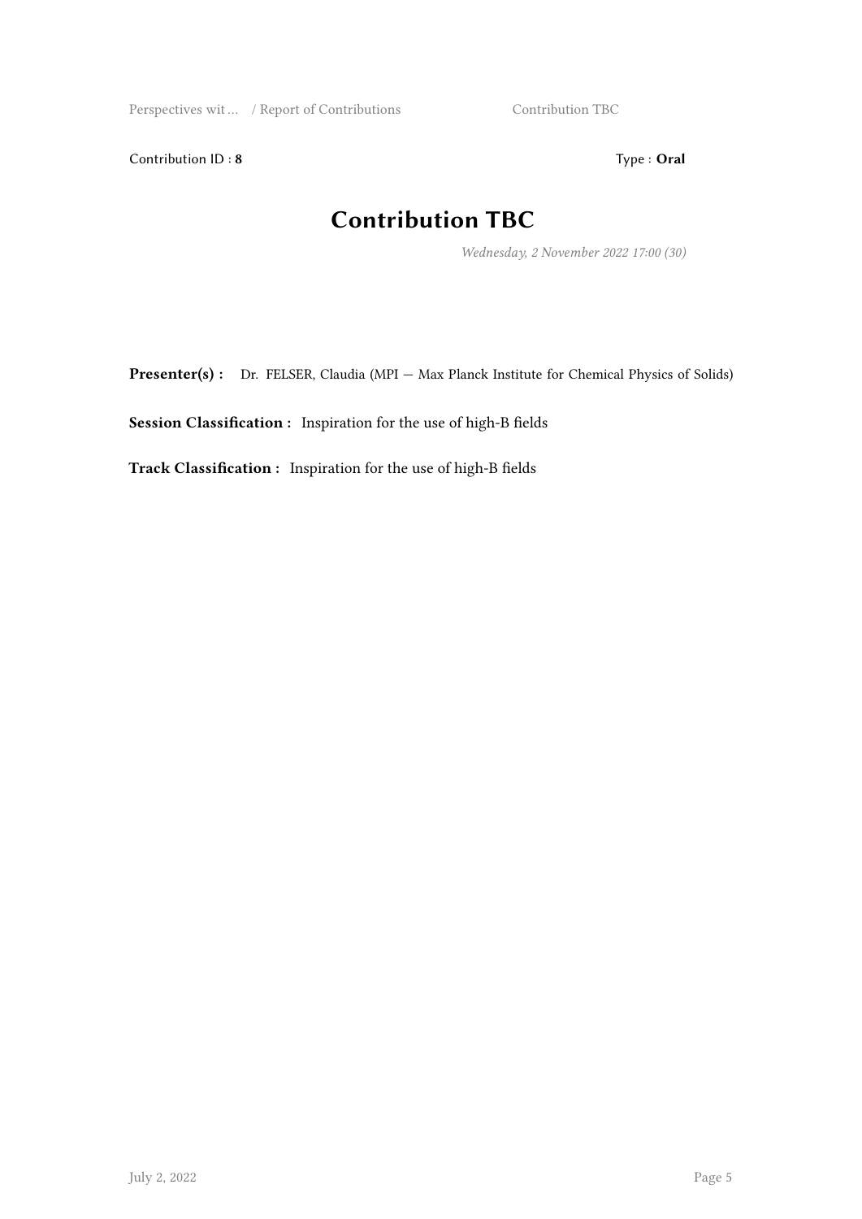Contribution ID : **8** Type : **Oral**

# Contribution TBC

*Wednesday, 2 November 2022 17:00 (30)*

**Presenter(s) :** Dr. FELSER, Claudia (MPI — Max Planck Institute for Chemical Physics of Solids)

**Session Classification :** Inspiration for the use of high-B fields

**Track Classification :** Inspiration for the use of high-B fields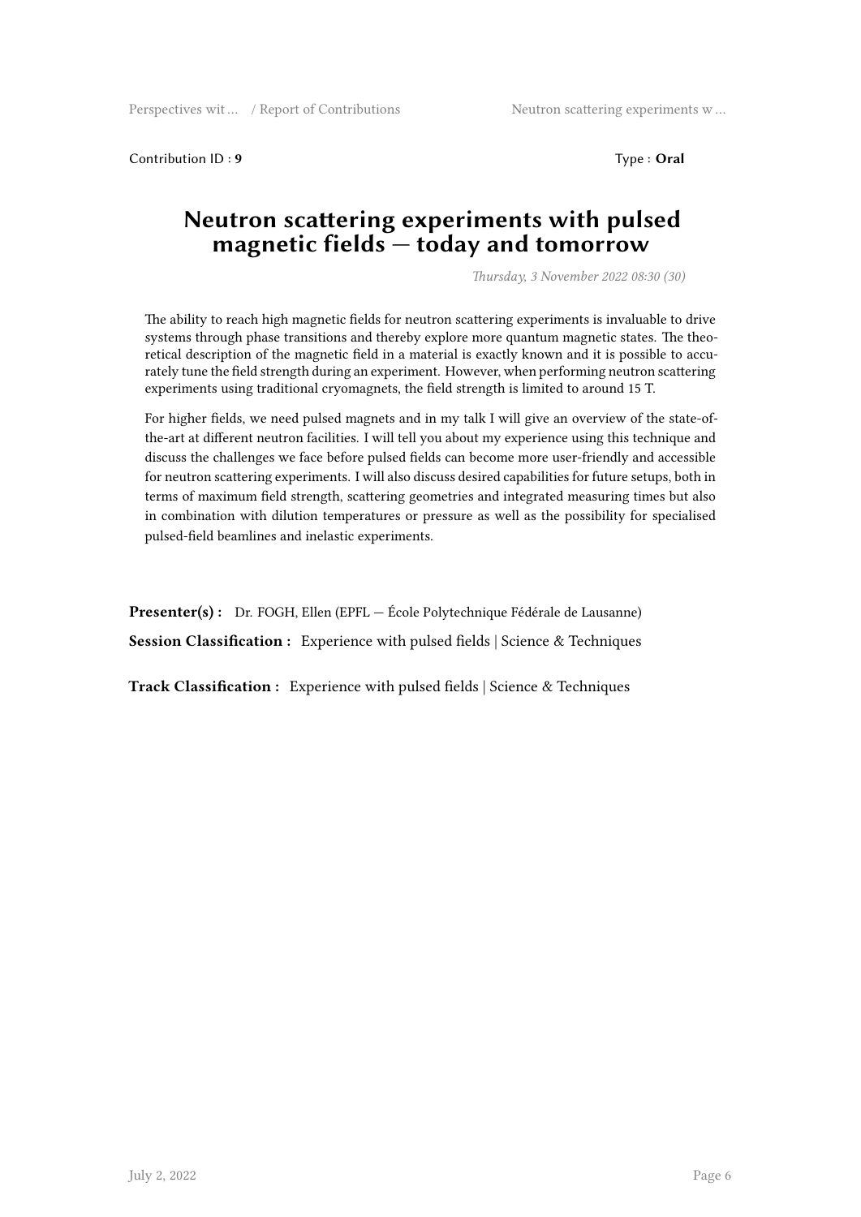Contribution ID : **9**

Type : **Oral**

# Neutron scattering experiments with pulsed magnetic fields — today and tomorrow

*Thursday, 3 November 2022 08:30 (30)*

The ability to reach high magnetic fields for neutron scattering experiments is invaluable to drive systems through phase transitions and thereby explore more quantum magnetic states. The theoretical description of the magnetic field in a material is exactly known and it is possible to accurately tune the field strength during an experiment. However, when performing neutron scattering experiments using traditional cryomagnets, the field strength is limited to around 15 T.

For higher fields, we need pulsed magnets and in my talk I will give an overview of the state-of-the-art at different neutron facilities. I will tell you about my experience using this technique and discuss the challenges we face before pulsed fields can become more user-friendly and accessible for neutron scattering experiments. I will also discuss desired capabilities for future setups, both in terms of maximum field strength, scattering geometries and integrated measuring times but also in combination with dilution temperatures or pressure as well as the possibility for specialised pulsed-field beamlines and inelastic experiments.

**Presenter(s) :** Dr. FOGH, Ellen (EPFL — École Polytechnique Fédérale de Lausanne)

**Session Classification :** Experience with pulsed fields | Science & Techniques

**Track Classification :** Experience with pulsed fields | Science & Techniques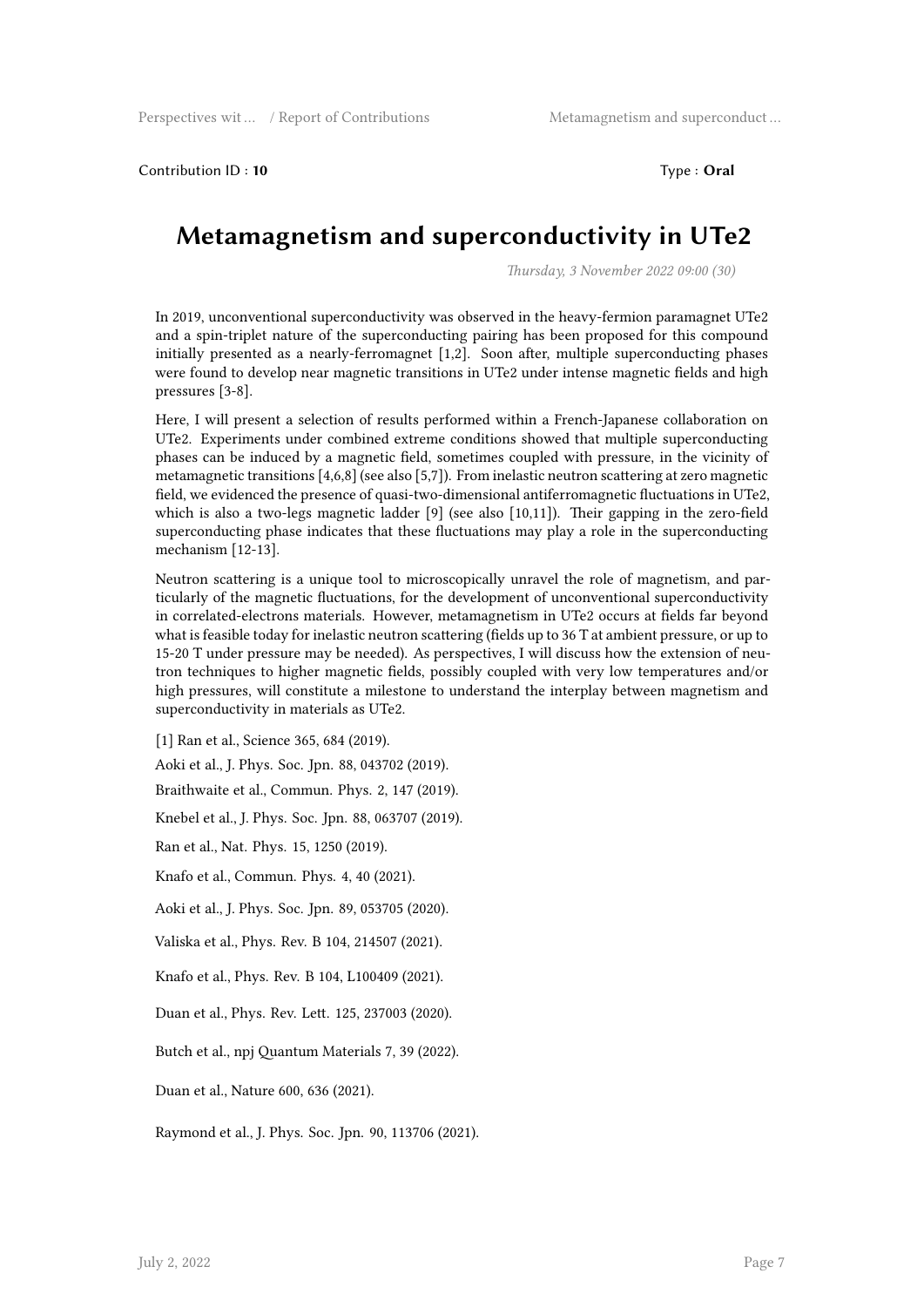Contribution ID : **10**

Type : **Oral**

# Metamagnetism and superconductivity in UTe2

*Thursday, 3 November 2022 09:00 (30)*

In 2019, unconventional superconductivity was observed in the heavy-fermion paramagnet UTe2 and a spin-triplet nature of the superconducting pairing has been proposed for this compound initially presented as a nearly-ferromagnet [1,2]. Soon after, multiple superconducting phases were found to develop near magnetic transitions in UTe2 under intense magnetic fields and high pressures [3-8].

Here, I will present a selection of results performed within a French-Japanese collaboration on UTe2. Experiments under combined extreme conditions showed that multiple superconducting phases can be induced by a magnetic field, sometimes coupled with pressure, in the vicinity of metamagnetic transitions [4,6,8] (see also [5,7]). From inelastic neutron scattering at zero magnetic field, we evidenced the presence of quasi-two-dimensional antiferromagnetic fluctuations in UTe2, which is also a two-legs magnetic ladder [9] (see also [10,11]). Their gapping in the zero-field superconducting phase indicates that these fluctuations may play a role in the superconducting mechanism [12-13].

Neutron scattering is a unique tool to microscopically unravel the role of magnetism, and particularly of the magnetic fluctuations, for the development of unconventional superconductivity in correlated-electrons materials. However, metamagnetism in UTe2 occurs at fields far beyond what is feasible today for inelastic neutron scattering (fields up to 36 T at ambient pressure, or up to 15-20 T under pressure may be needed). As perspectives, I will discuss how the extension of neutron techniques to higher magnetic fields, possibly coupled with very low temperatures and/or high pressures, will constitute a milestone to understand the interplay between magnetism and superconductivity in materials as UTe2.

[1] Ran et al., Science 365, 684 (2019).

Aoki et al., J. Phys. Soc. Jpn. 88, 043702 (2019).

Braithwaite et al., Commun. Phys. 2, 147 (2019).

Knebel et al., J. Phys. Soc. Jpn. 88, 063707 (2019).

Ran et al., Nat. Phys. 15, 1250 (2019).

Knafo et al., Commun. Phys. 4, 40 (2021).

Aoki et al., J. Phys. Soc. Jpn. 89, 053705 (2020).

Valiska et al., Phys. Rev. B 104, 214507 (2021).

Knafo et al., Phys. Rev. B 104, L100409 (2021).

Duan et al., Phys. Rev. Lett. 125, 237003 (2020).

Butch et al., npj Quantum Materials 7, 39 (2022).

Duan et al., Nature 600, 636 (2021).

Raymond et al., J. Phys. Soc. Jpn. 90, 113706 (2021).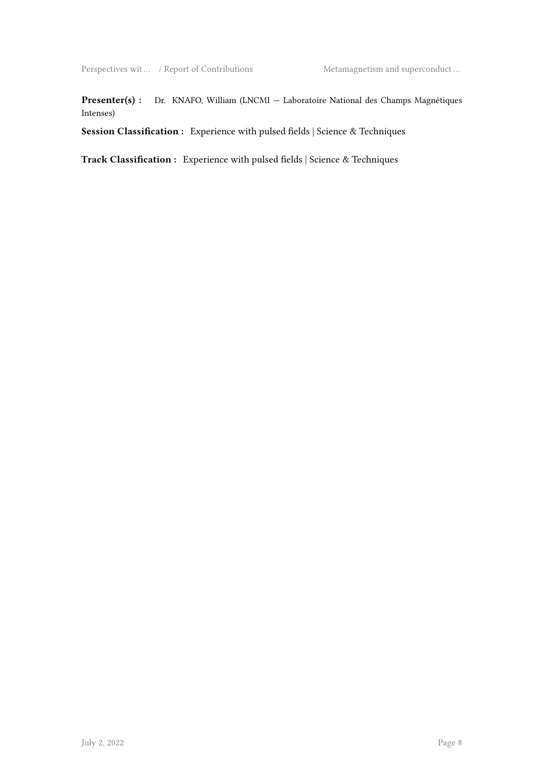**Presenter(s) :** Dr. KNAFO, William (LNCMI — Laboratoire National des Champs Magnétiques Intenses)

**Session Classification :** Experience with pulsed fields | Science & Techniques

**Track Classification :** Experience with pulsed fields | Science & Techniques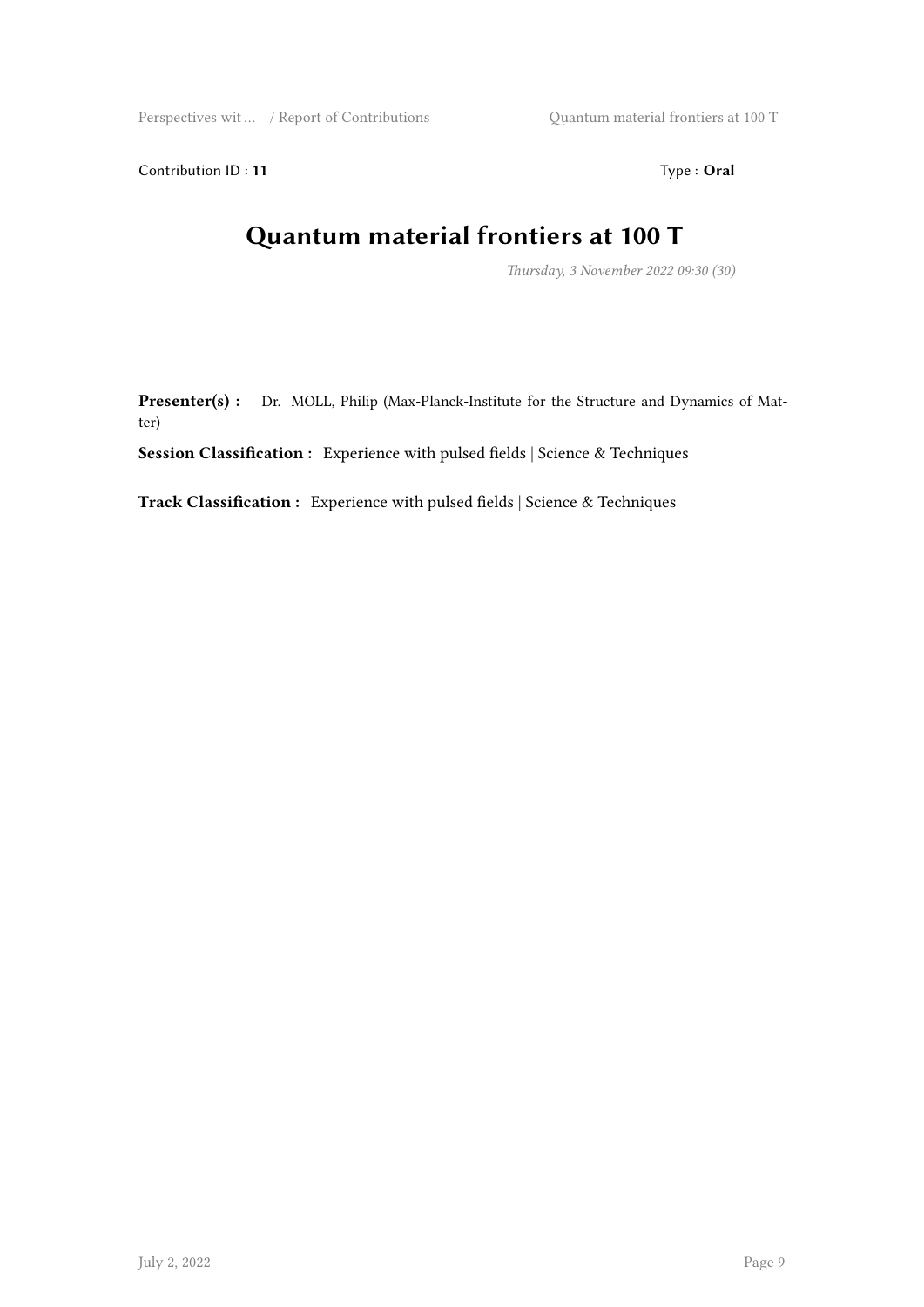Contribution ID : **11** Type : **Oral**

# Quantum material frontiers at 100 T

*Thursday, 3 November 2022 09:30 (30)*

**Presenter(s) :** Dr. MOLL, Philip (Max-Planck-Institute for the Structure and Dynamics of Matter)

**Session Classification :** Experience with pulsed fields | Science & Techniques

**Track Classification :** Experience with pulsed fields | Science & Techniques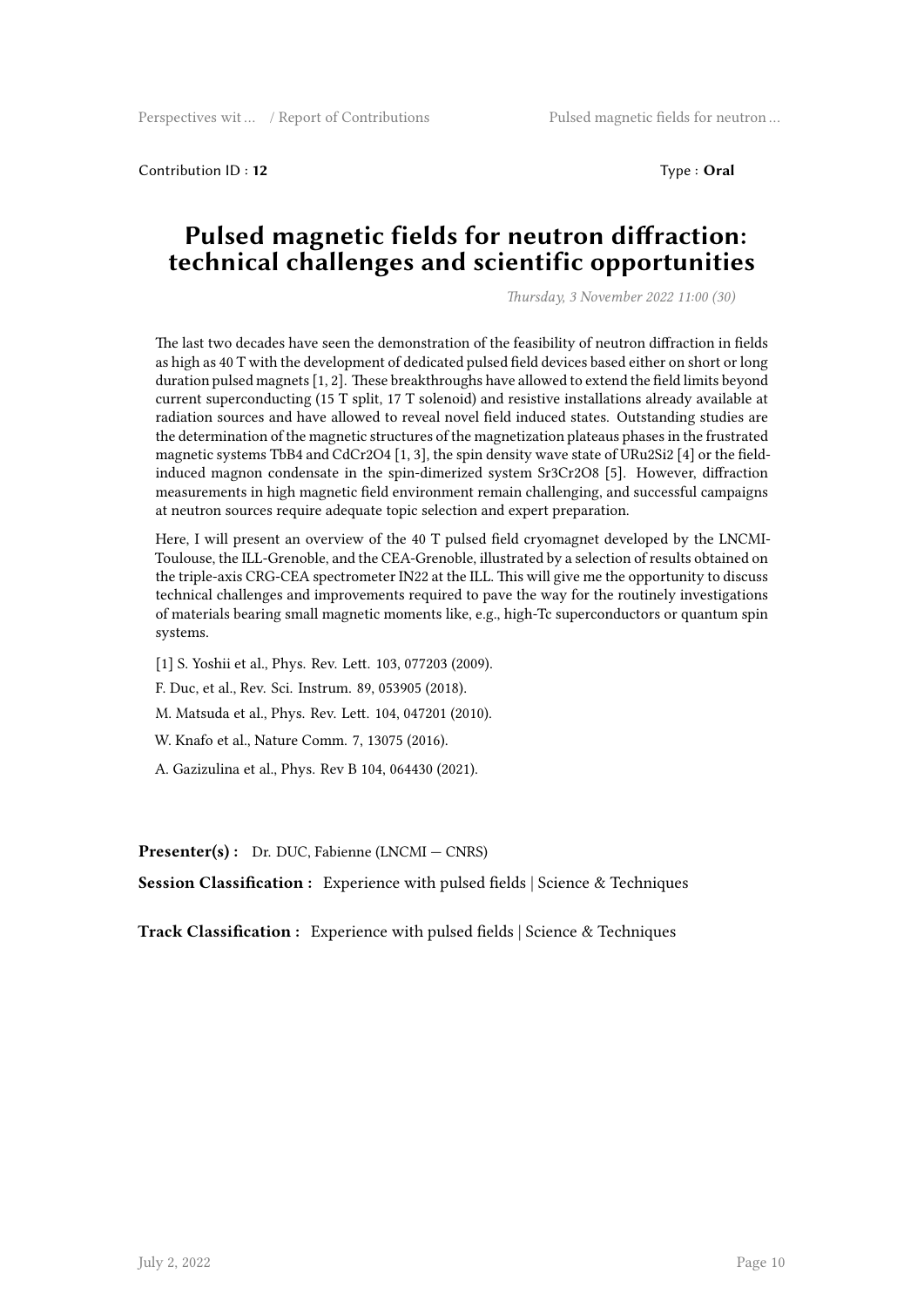Contribution ID : **12** Type : **Oral**

# Pulsed magnetic fields for neutron diffraction: technical challenges and scientific opportunities

*Thursday, 3 November 2022 11:00 (30)*

The last two decades have seen the demonstration of the feasibility of neutron diffraction in fields as high as 40 T with the development of dedicated pulsed field devices based either on short or long duration pulsed magnets [1, 2]. These breakthroughs have allowed to extend the field limits beyond current superconducting (15 T split, 17 T solenoid) and resistive installations already available at radiation sources and have allowed to reveal novel field induced states. Outstanding studies are the determination of the magnetic structures of the magnetization plateaus phases in the frustrated magnetic systems $TbB_4$ and $CdCr_2O_4$ [1, 3], the spin density wave state of $URu_2Si_2$ [4] or the field-induced magnon condensate in the spin-dimerized system $Sr_3Cr_2O_8$ [5]. However, diffraction measurements in high magnetic field environment remain challenging, and successful campaigns at neutron sources require adequate topic selection and expert preparation.

Here, I will present an overview of the 40 T pulsed field cryomagnet developed by the LNCMI-Toulouse, the ILL-Grenoble, and the CEA-Grenoble, illustrated by a selection of results obtained on the triple-axis CRG-CEA spectrometer IN22 at the ILL. This will give me the opportunity to discuss technical challenges and improvements required to pave the way for the routinely investigations of materials bearing small magnetic moments like, e.g., high-Tc superconductors or quantum spin systems.

[1] S. Yoshii et al., Phys. Rev. Lett. 103, 077203 (2009).

F. Duc, et al., Rev. Sci. Instrum. 89, 053905 (2018).

M. Matsuda et al., Phys. Rev. Lett. 104, 047201 (2010).

W. Knafo et al., Nature Comm. 7, 13075 (2016).

A. Gazizulina et al., Phys. Rev B 104, 064430 (2021).

**Presenter(s) :** Dr. DUC, Fabienne (LNCMI — CNRS)

**Session Classification :** Experience with pulsed fields | Science & Techniques

**Track Classification :** Experience with pulsed fields | Science & Techniques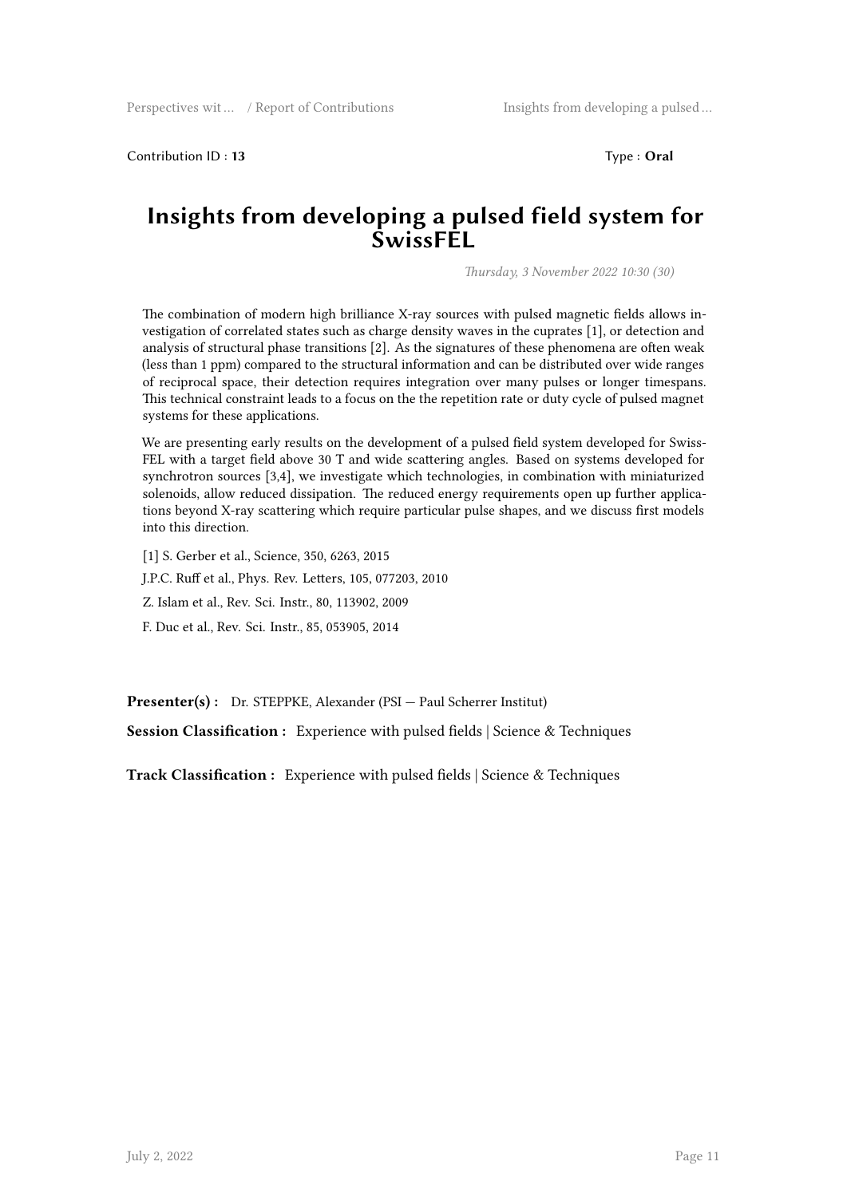Contribution ID : **13** Type : **Oral**

# Insights from developing a pulsed field system for SwissFEL

*Thursday, 3 November 2022 10:30 (30)*

The combination of modern high brilliance X-ray sources with pulsed magnetic fields allows investigation of correlated states such as charge density waves in the cuprates [1], or detection and analysis of structural phase transitions [2]. As the signatures of these phenomena are often weak (less than 1 ppm) compared to the structural information and can be distributed over wide ranges of reciprocal space, their detection requires integration over many pulses or longer timespans. This technical constraint leads to a focus on the the repetition rate or duty cycle of pulsed magnet systems for these applications.

We are presenting early results on the development of a pulsed field system developed for SwissFEL with a target field above 30 T and wide scattering angles. Based on systems developed for synchrotron sources [3,4], we investigate which technologies, in combination with miniaturized solenoids, allow reduced dissipation. The reduced energy requirements open up further applications beyond X-ray scattering which require particular pulse shapes, and we discuss first models into this direction.

[1] S. Gerber et al., Science, 350, 6263, 2015

J.P.C. Ruff et al., Phys. Rev. Letters, 105, 077203, 2010

Z. Islam et al., Rev. Sci. Instr., 80, 113902, 2009

F. Duc et al., Rev. Sci. Instr., 85, 053905, 2014

**Presenter(s) :** Dr. STEPPKE, Alexander (PSI — Paul Scherrer Institut)

**Session Classification :** Experience with pulsed fields | Science & Techniques

**Track Classification :** Experience with pulsed fields | Science & Techniques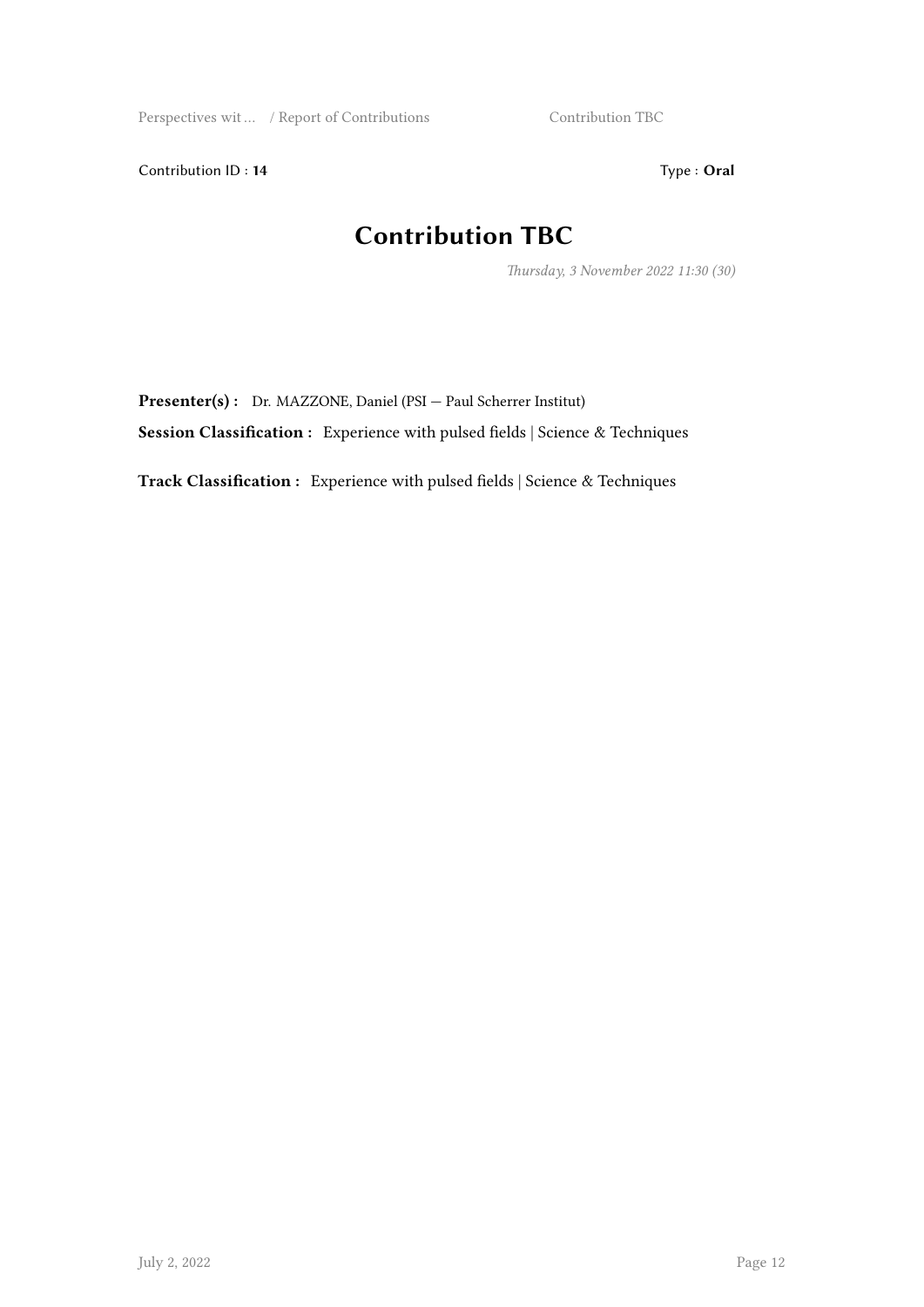Contribution ID : **14**　　　　Type : **Oral**

# Contribution TBC

*Thursday, 3 November 2022 11:30 (30)*

**Presenter(s) :** Dr. MAZZONE, Daniel (PSI — Paul Scherrer Institut)

**Session Classification :** Experience with pulsed fields | Science & Techniques

**Track Classification :** Experience with pulsed fields | Science & Techniques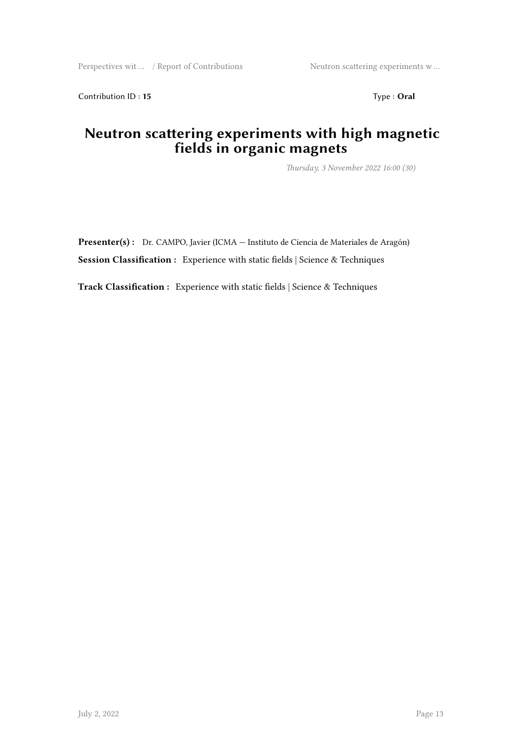Contribution ID : **15** Type : **Oral**

# Neutron scattering experiments with high magnetic fields in organic magnets

*Thursday, 3 November 2022 16:00 (30)*

**Presenter(s) :** Dr. CAMPO, Javier (ICMA — Instituto de Ciencia de Materiales de Aragón)

**Session Classification :** Experience with static fields | Science & Techniques

**Track Classification :** Experience with static fields | Science & Techniques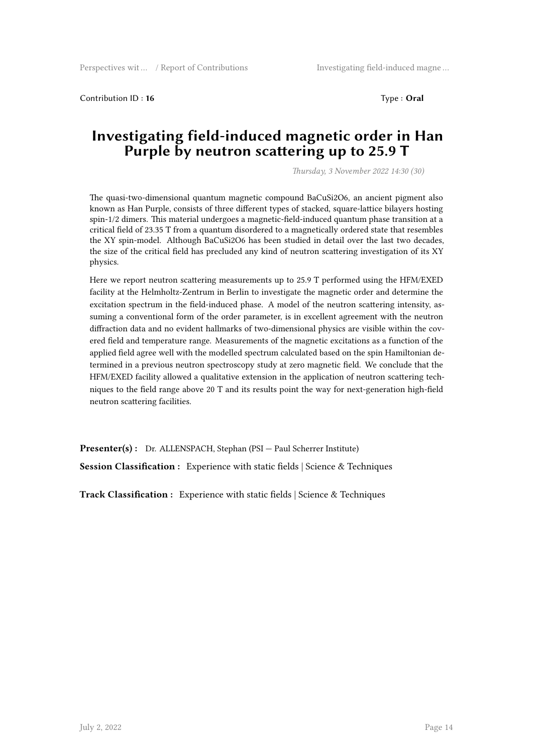Contribution ID : **16** Type : **Oral**

# Investigating field-induced magnetic order in Han Purple by neutron scattering up to 25.9 T

*Thursday, 3 November 2022 14:30 (30)*

The quasi-two-dimensional quantum magnetic compound $BaCuSi_2O_6$, an ancient pigment also known as Han Purple, consists of three different types of stacked, square-lattice bilayers hosting spin-1/2 dimers. This material undergoes a magnetic-field-induced quantum phase transition at a critical field of 23.35 T from a quantum disordered to a magnetically ordered state that resembles the XY spin-model. Although $BaCuSi_2O_6$ has been studied in detail over the last two decades, the size of the critical field has precluded any kind of neutron scattering investigation of its XY physics.

Here we report neutron scattering measurements up to 25.9 T performed using the HFM/EXED facility at the Helmholtz-Zentrum in Berlin to investigate the magnetic order and determine the excitation spectrum in the field-induced phase. A model of the neutron scattering intensity, assuming a conventional form of the order parameter, is in excellent agreement with the neutron diffraction data and no evident hallmarks of two-dimensional physics are visible within the covered field and temperature range. Measurements of the magnetic excitations as a function of the applied field agree well with the modelled spectrum calculated based on the spin Hamiltonian determined in a previous neutron spectroscopy study at zero magnetic field. We conclude that the HFM/EXED facility allowed a qualitative extension in the application of neutron scattering techniques to the field range above 20 T and its results point the way for next-generation high-field neutron scattering facilities.

**Presenter(s) :** Dr. ALLENSPACH, Stephan (PSI — Paul Scherrer Institute)

**Session Classification :** Experience with static fields | Science & Techniques

**Track Classification :** Experience with static fields | Science & Techniques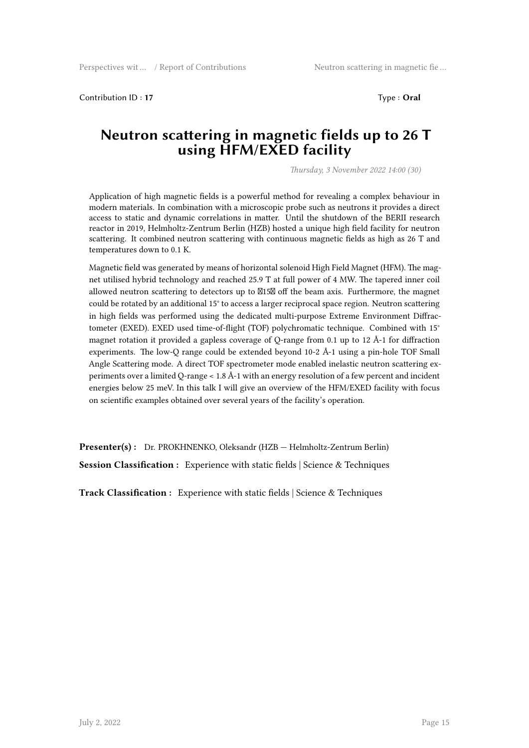Contribution ID : **17** Type : **Oral**

# Neutron scattering in magnetic fields up to 26 T using HFM/EXED facility

*Thursday, 3 November 2022 14:00 (30)*

Application of high magnetic fields is a powerful method for revealing a complex behaviour in modern materials. In combination with a microscopic probe such as neutrons it provides a direct access to static and dynamic correlations in matter. Until the shutdown of the BERII research reactor in 2019, Helmholtz-Zentrum Berlin (HZB) hosted a unique high field facility for neutron scattering. It combined neutron scattering with continuous magnetic fields as high as 26 T and temperatures down to 0.1 K.

Magnetic field was generated by means of horizontal solenoid High Field Magnet (HFM). The magnet utilised hybrid technology and reached 25.9 T at full power of 4 MW. The tapered inner coil allowed neutron scattering to detectors up to ±15° off the beam axis. Furthermore, the magnet could be rotated by an additional 15° to access a larger reciprocal space region. Neutron scattering in high fields was performed using the dedicated multi-purpose Extreme Environment Diffractometer (EXED). EXED used time-of-flight (TOF) polychromatic technique. Combined with 15° magnet rotation it provided a gapless coverage of Q-range from 0.1 up to 12 Å-1 for diffraction experiments. The low-Q range could be extended beyond 10-2 Å-1 using a pin-hole TOF Small Angle Scattering mode. A direct TOF spectrometer mode enabled inelastic neutron scattering experiments over a limited Q-range < 1.8 Å-1 with an energy resolution of a few percent and incident energies below 25 meV. In this talk I will give an overview of the HFM/EXED facility with focus on scientific examples obtained over several years of the facility's operation.

**Presenter(s) :** Dr. PROKHNENKO, Oleksandr (HZB — Helmholtz-Zentrum Berlin)

**Session Classification :** Experience with static fields | Science & Techniques

**Track Classification :** Experience with static fields | Science & Techniques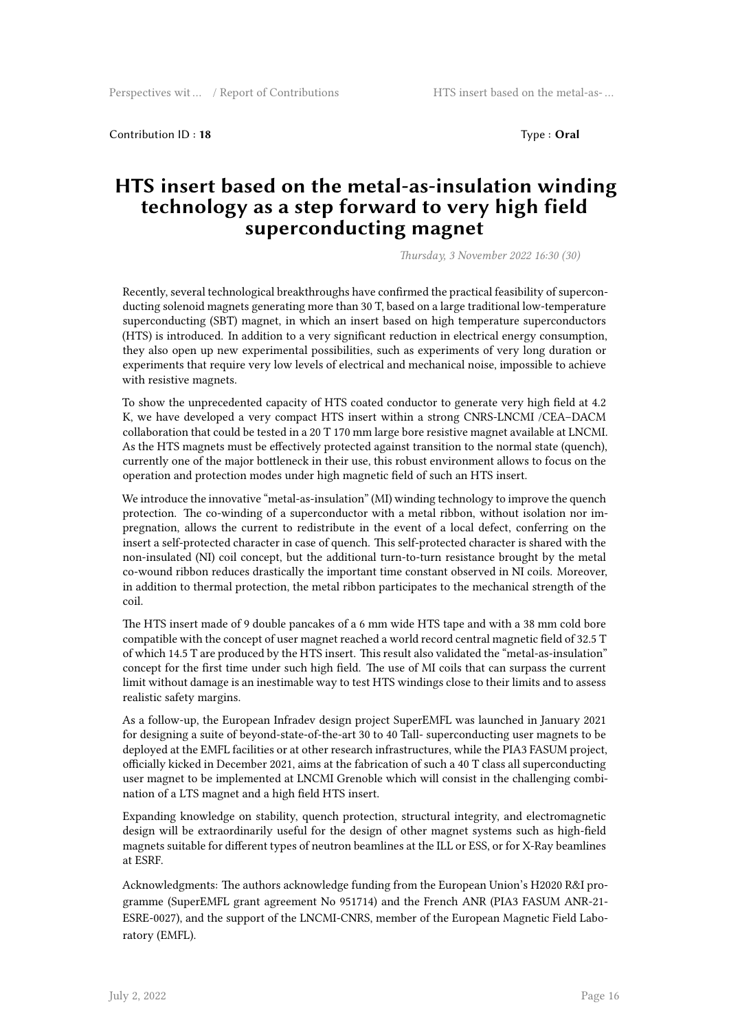Contribution ID : **18**  Type : **Oral**

# HTS insert based on the metal-as-insulation winding technology as a step forward to very high field superconducting magnet

*Thursday, 3 November 2022 16:30 (30)*

Recently, several technological breakthroughs have confirmed the practical feasibility of superconducting solenoid magnets generating more than 30 T, based on a large traditional low-temperature superconducting (SBT) magnet, in which an insert based on high temperature superconductors (HTS) is introduced. In addition to a very significant reduction in electrical energy consumption, they also open up new experimental possibilities, such as experiments of very long duration or experiments that require very low levels of electrical and mechanical noise, impossible to achieve with resistive magnets.

To show the unprecedented capacity of HTS coated conductor to generate very high field at 4.2 K, we have developed a very compact HTS insert within a strong CNRS-LNCMI /CEA–DACM collaboration that could be tested in a 20 T 170 mm large bore resistive magnet available at LNCMI. As the HTS magnets must be effectively protected against transition to the normal state (quench), currently one of the major bottleneck in their use, this robust environment allows to focus on the operation and protection modes under high magnetic field of such an HTS insert.

We introduce the innovative "metal-as-insulation" (MI) winding technology to improve the quench protection. The co-winding of a superconductor with a metal ribbon, without isolation nor impregnation, allows the current to redistribute in the event of a local defect, conferring on the insert a self-protected character in case of quench. This self-protected character is shared with the non-insulated (NI) coil concept, but the additional turn-to-turn resistance brought by the metal co-wound ribbon reduces drastically the important time constant observed in NI coils. Moreover, in addition to thermal protection, the metal ribbon participates to the mechanical strength of the coil.

The HTS insert made of 9 double pancakes of a 6 mm wide HTS tape and with a 38 mm cold bore compatible with the concept of user magnet reached a world record central magnetic field of 32.5 T of which 14.5 T are produced by the HTS insert. This result also validated the "metal-as-insulation" concept for the first time under such high field. The use of MI coils that can surpass the current limit without damage is an inestimable way to test HTS windings close to their limits and to assess realistic safety margins.

As a follow-up, the European Infradev design project SuperEMFL was launched in January 2021 for designing a suite of beyond-state-of-the-art 30 to 40 Tall- superconducting user magnets to be deployed at the EMFL facilities or at other research infrastructures, while the PIA3 FASUM project, officially kicked in December 2021, aims at the fabrication of such a 40 T class all superconducting user magnet to be implemented at LNCMI Grenoble which will consist in the challenging combination of a LTS magnet and a high field HTS insert.

Expanding knowledge on stability, quench protection, structural integrity, and electromagnetic design will be extraordinarily useful for the design of other magnet systems such as high-field magnets suitable for different types of neutron beamlines at the ILL or ESS, or for X-Ray beamlines at ESRF.

Acknowledgments: The authors acknowledge funding from the European Union's H2020 R&I programme (SuperEMFL grant agreement No 951714) and the French ANR (PIA3 FASUM ANR-21-ESRE-0027), and the support of the LNCMI-CNRS, member of the European Magnetic Field Laboratory (EMFL).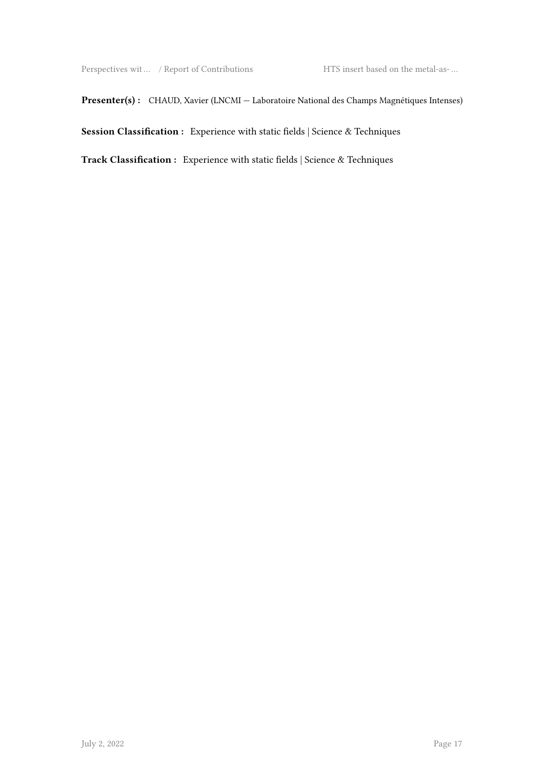**Presenter(s) :** CHAUD, Xavier (LNCMI — Laboratoire National des Champs Magnétiques Intenses)

**Session Classification :** Experience with static fields | Science & Techniques

**Track Classification :** Experience with static fields | Science & Techniques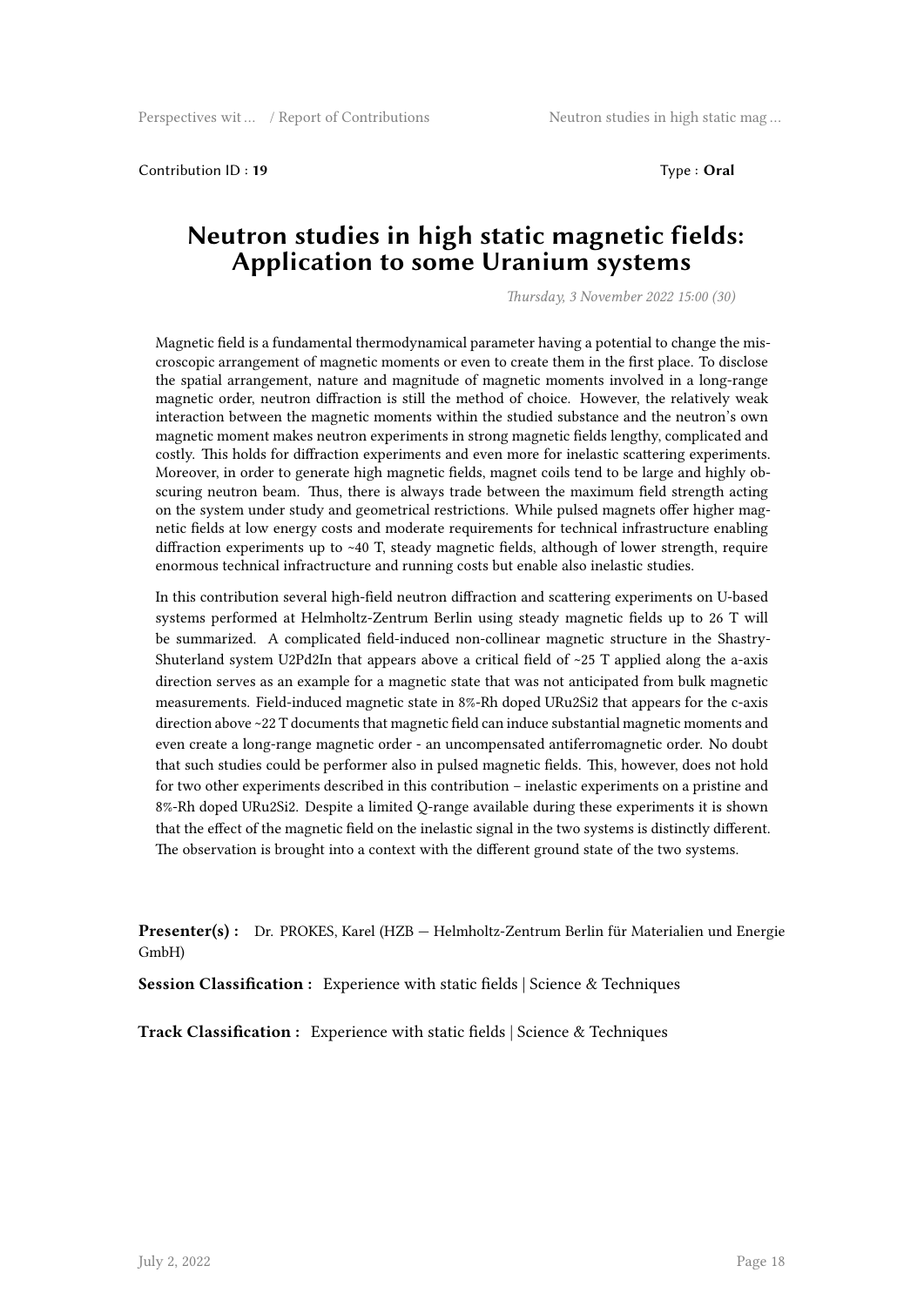Contribution ID : **19** Type : **Oral**

# Neutron studies in high static magnetic fields: Application to some Uranium systems

*Thursday, 3 November 2022 15:00 (30)*

Magnetic field is a fundamental thermodynamical parameter having a potential to change the miscroscopic arrangement of magnetic moments or even to create them in the first place. To disclose the spatial arrangement, nature and magnitude of magnetic moments involved in a long-range magnetic order, neutron diffraction is still the method of choice. However, the relatively weak interaction between the magnetic moments within the studied substance and the neutron's own magnetic moment makes neutron experiments in strong magnetic fields lengthy, complicated and costly. This holds for diffraction experiments and even more for inelastic scattering experiments. Moreover, in order to generate high magnetic fields, magnet coils tend to be large and highly obscuring neutron beam. Thus, there is always trade between the maximum field strength acting on the system under study and geometrical restrictions. While pulsed magnets offer higher magnetic fields at low energy costs and moderate requirements for technical infrastructure enabling diffraction experiments up to ~40 T, steady magnetic fields, although of lower strength, require enormous technical infractructure and running costs but enable also inelastic studies.

In this contribution several high-field neutron diffraction and scattering experiments on U-based systems performed at Helmholtz-Zentrum Berlin using steady magnetic fields up to 26 T will be summarized. A complicated field-induced non-collinear magnetic structure in the Shastry-Shuterland system $U_2Pd_2In$ that appears above a critical field of ~25 T applied along the a-axis direction serves as an example for a magnetic state that was not anticipated from bulk magnetic measurements. Field-induced magnetic state in 8%-Rh doped $URu_2Si_2$ that appears for the c-axis direction above ~22 T documents that magnetic field can induce substantial magnetic moments and even create a long-range magnetic order - an uncompensated antiferromagnetic order. No doubt that such studies could be performer also in pulsed magnetic fields. This, however, does not hold for two other experiments described in this contribution – inelastic experiments on a pristine and 8%-Rh doped $URu_2Si_2$. Despite a limited Q-range available during these experiments it is shown that the effect of the magnetic field on the inelastic signal in the two systems is distinctly different. The observation is brought into a context with the different ground state of the two systems.

**Presenter(s) :** Dr. PROKES, Karel (HZB — Helmholtz-Zentrum Berlin für Materialien und Energie GmbH)

**Session Classification :** Experience with static fields | Science & Techniques

**Track Classification :** Experience with static fields | Science & Techniques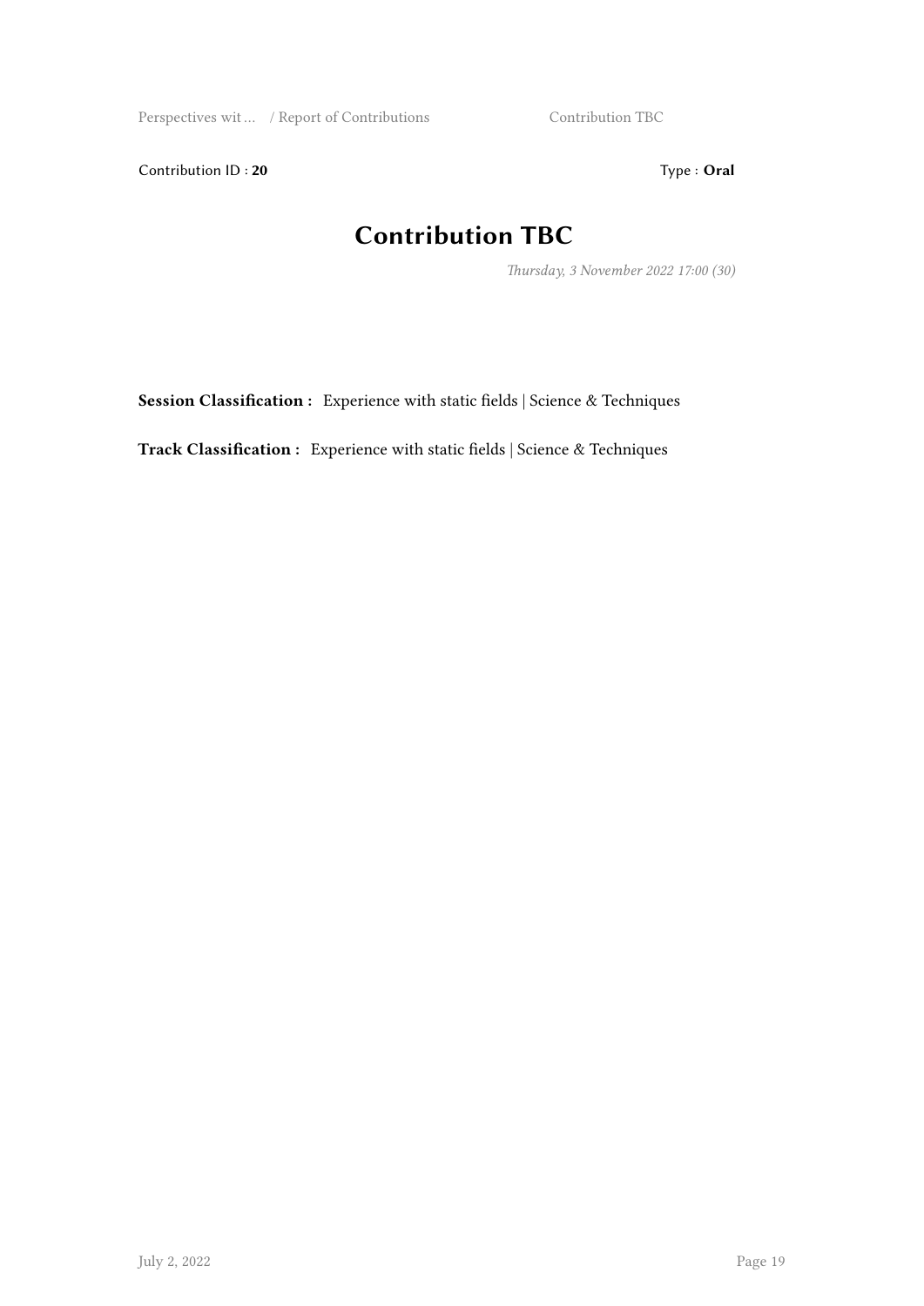Contribution ID : **20**

Type : **Oral**

# Contribution TBC

*Thursday, 3 November 2022 17:00 (30)*

**Session Classification :** Experience with static fields | Science & Techniques

**Track Classification :** Experience with static fields | Science & Techniques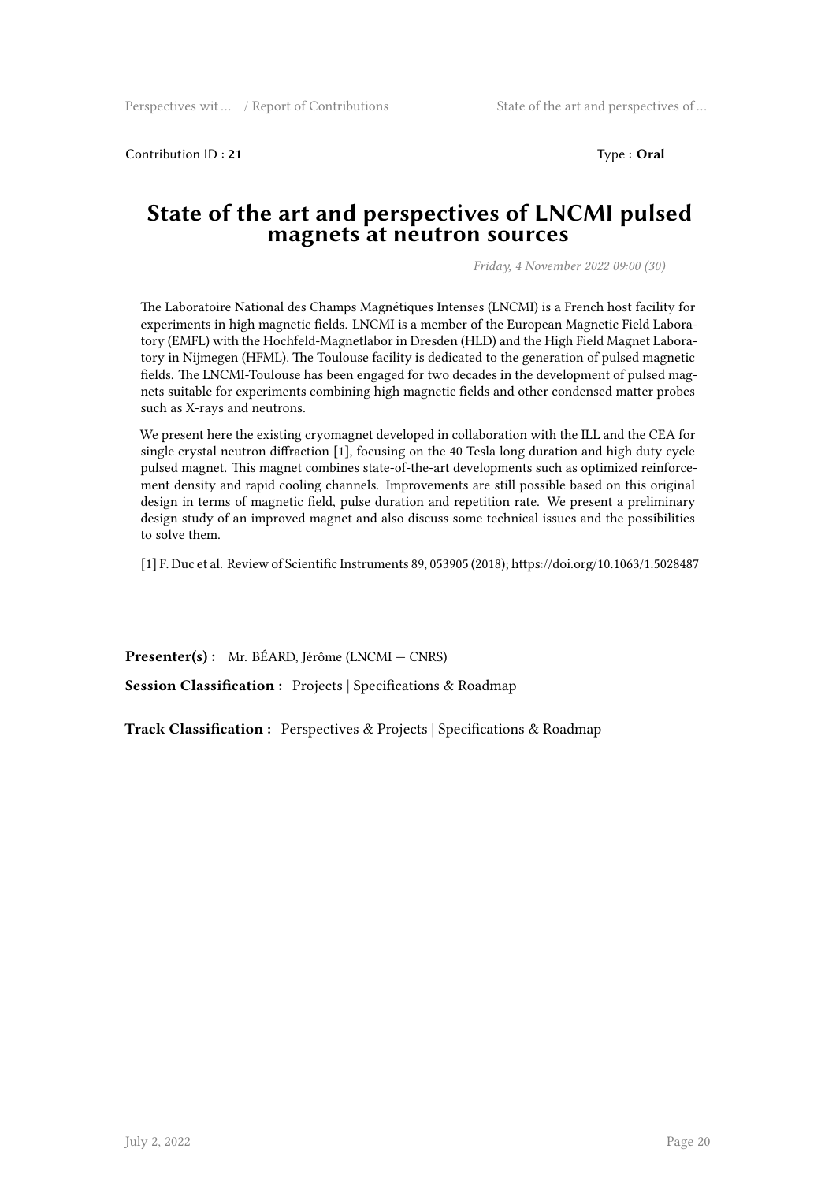Contribution ID : **21** Type : **Oral**

# State of the art and perspectives of LNCMI pulsed magnets at neutron sources

*Friday, 4 November 2022 09:00 (30)*

The Laboratoire National des Champs Magnétiques Intenses (LNCMI) is a French host facility for experiments in high magnetic fields. LNCMI is a member of the European Magnetic Field Laboratory (EMFL) with the Hochfeld-Magnetlabor in Dresden (HLD) and the High Field Magnet Laboratory in Nijmegen (HFML). The Toulouse facility is dedicated to the generation of pulsed magnetic fields. The LNCMI-Toulouse has been engaged for two decades in the development of pulsed magnets suitable for experiments combining high magnetic fields and other condensed matter probes such as X-rays and neutrons.

We present here the existing cryomagnet developed in collaboration with the ILL and the CEA for single crystal neutron diffraction [1], focusing on the 40 Tesla long duration and high duty cycle pulsed magnet. This magnet combines state-of-the-art developments such as optimized reinforcement density and rapid cooling channels. Improvements are still possible based on this original design in terms of magnetic field, pulse duration and repetition rate. We present a preliminary design study of an improved magnet and also discuss some technical issues and the possibilities to solve them.

[1] F. Duc et al. Review of Scientific Instruments 89, 053905 (2018); https://doi.org/10.1063/1.5028487

**Presenter(s) :** Mr. BÉARD, Jérôme (LNCMI — CNRS)

**Session Classification :** Projects | Specifications & Roadmap

**Track Classification :** Perspectives & Projects | Specifications & Roadmap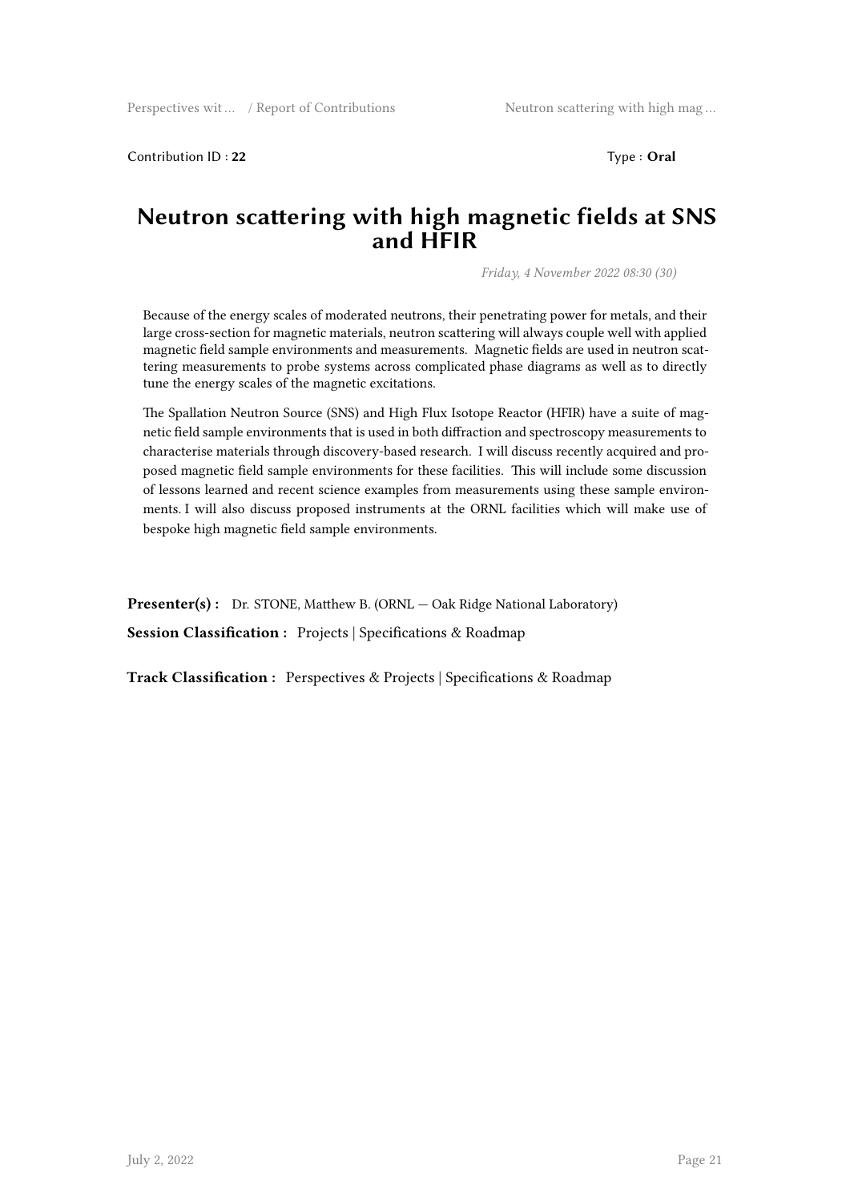Contribution ID : **22** Type : **Oral**

# Neutron scattering with high magnetic fields at SNS and HFIR

*Friday, 4 November 2022 08:30 (30)*

Because of the energy scales of moderated neutrons, their penetrating power for metals, and their large cross-section for magnetic materials, neutron scattering will always couple well with applied magnetic field sample environments and measurements. Magnetic fields are used in neutron scattering measurements to probe systems across complicated phase diagrams as well as to directly tune the energy scales of the magnetic excitations.

The Spallation Neutron Source (SNS) and High Flux Isotope Reactor (HFIR) have a suite of magnetic field sample environments that is used in both diffraction and spectroscopy measurements to characterise materials through discovery-based research. I will discuss recently acquired and proposed magnetic field sample environments for these facilities. This will include some discussion of lessons learned and recent science examples from measurements using these sample environments. I will also discuss proposed instruments at the ORNL facilities which will make use of bespoke high magnetic field sample environments.

**Presenter(s) :** Dr. STONE, Matthew B. (ORNL — Oak Ridge National Laboratory)

**Session Classification :** Projects | Specifications & Roadmap

**Track Classification :** Perspectives & Projects | Specifications & Roadmap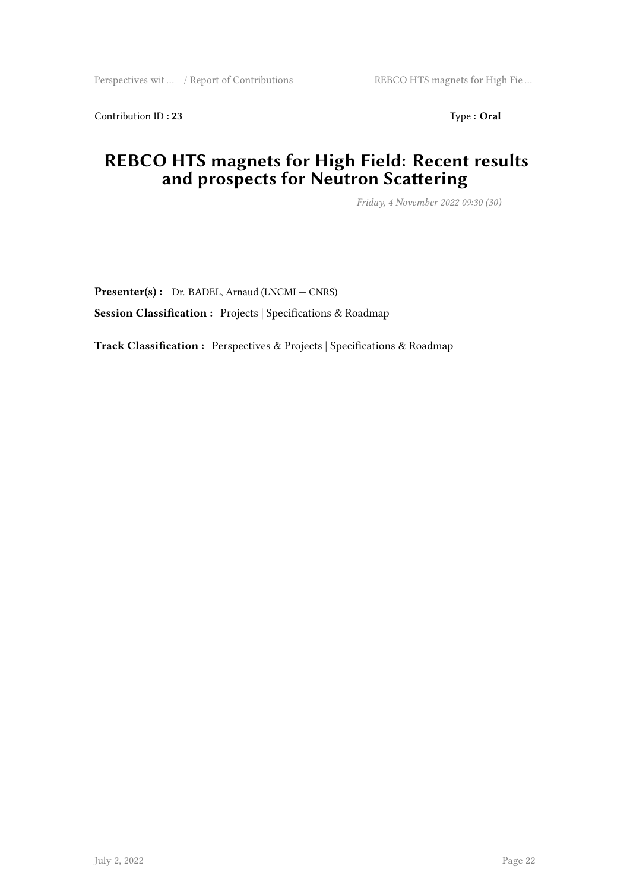Contribution ID : **23** Type : **Oral**

# REBCO HTS magnets for High Field: Recent results and prospects for Neutron Scattering

*Friday, 4 November 2022 09:30 (30)*

**Presenter(s) :** Dr. BADEL, Arnaud (LNCMI — CNRS)

**Session Classification :** Projects | Specifications & Roadmap

**Track Classification :** Perspectives & Projects | Specifications & Roadmap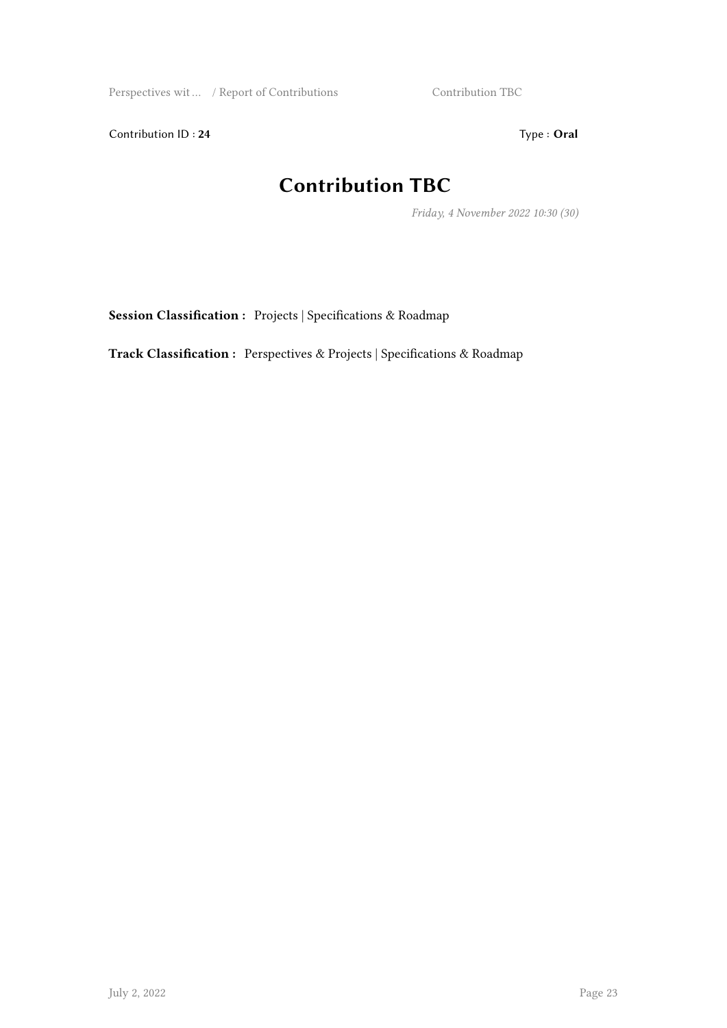Contribution ID : **24** Type : **Oral**

# Contribution TBC

*Friday, 4 November 2022 10:30 (30)*

**Session Classification :** Projects | Specifications & Roadmap

**Track Classification :** Perspectives & Projects | Specifications & Roadmap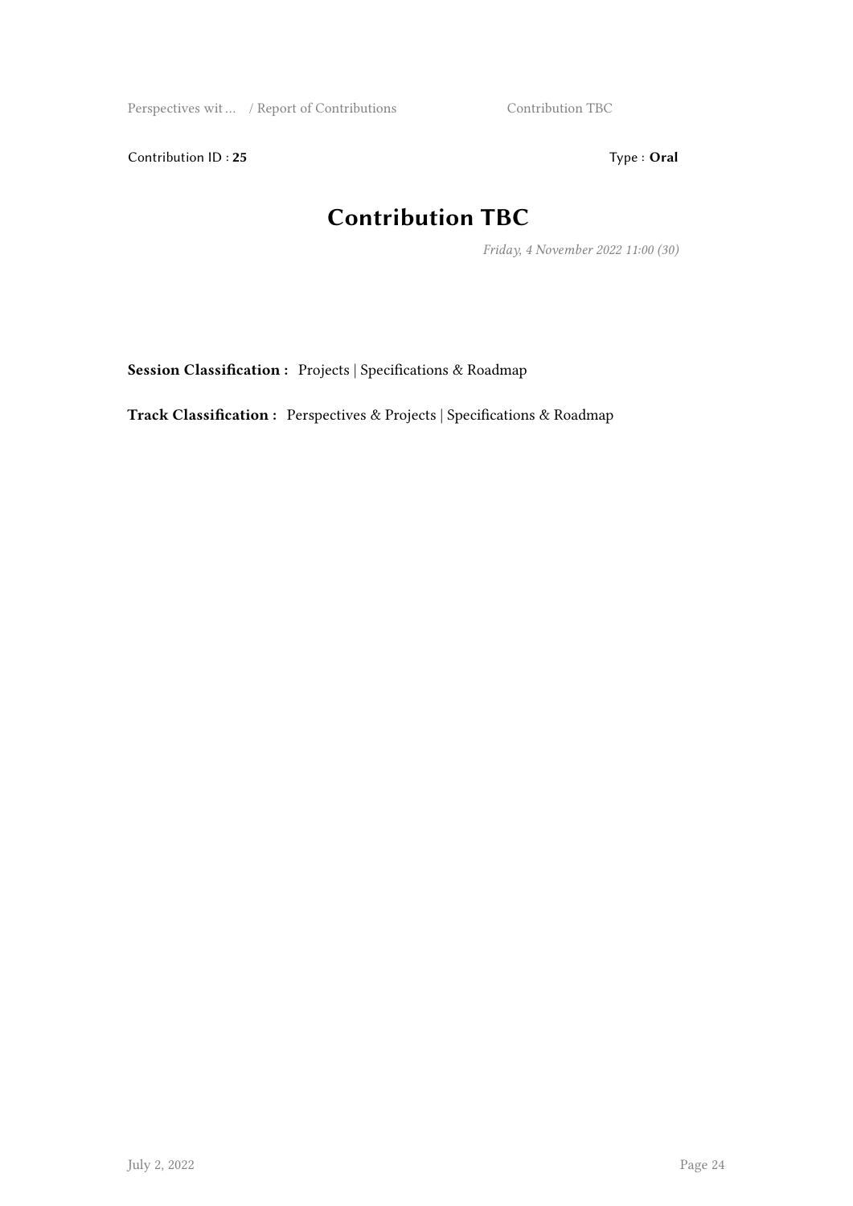Contribution ID : **25**   Type : **Oral**

# Contribution TBC

*Friday, 4 November 2022 11:00 (30)*

**Session Classification :** Projects | Specifications & Roadmap

**Track Classification :** Perspectives & Projects | Specifications & Roadmap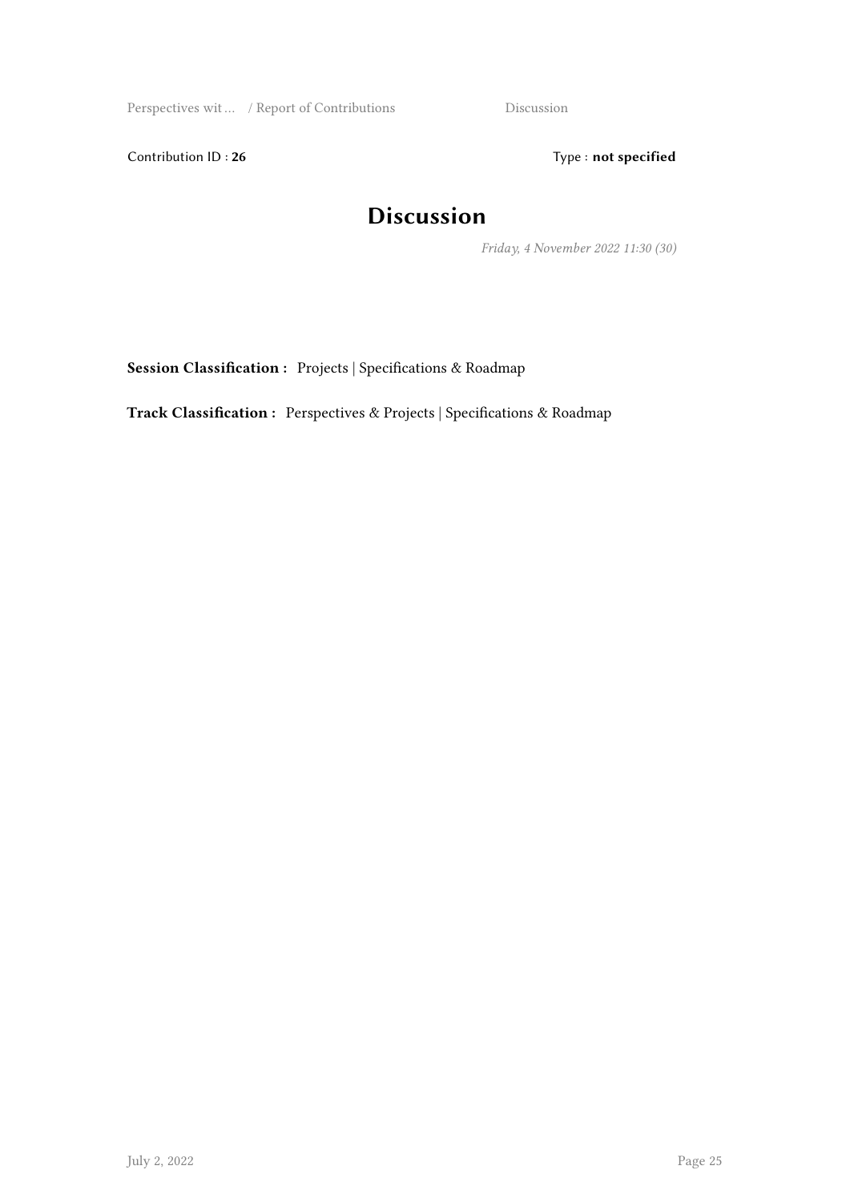Contribution ID : **26** Type : **not specified**

# Discussion

*Friday, 4 November 2022 11:30 (30)*

**Session Classification :** Projects | Specifications & Roadmap

**Track Classification :** Perspectives & Projects | Specifications & Roadmap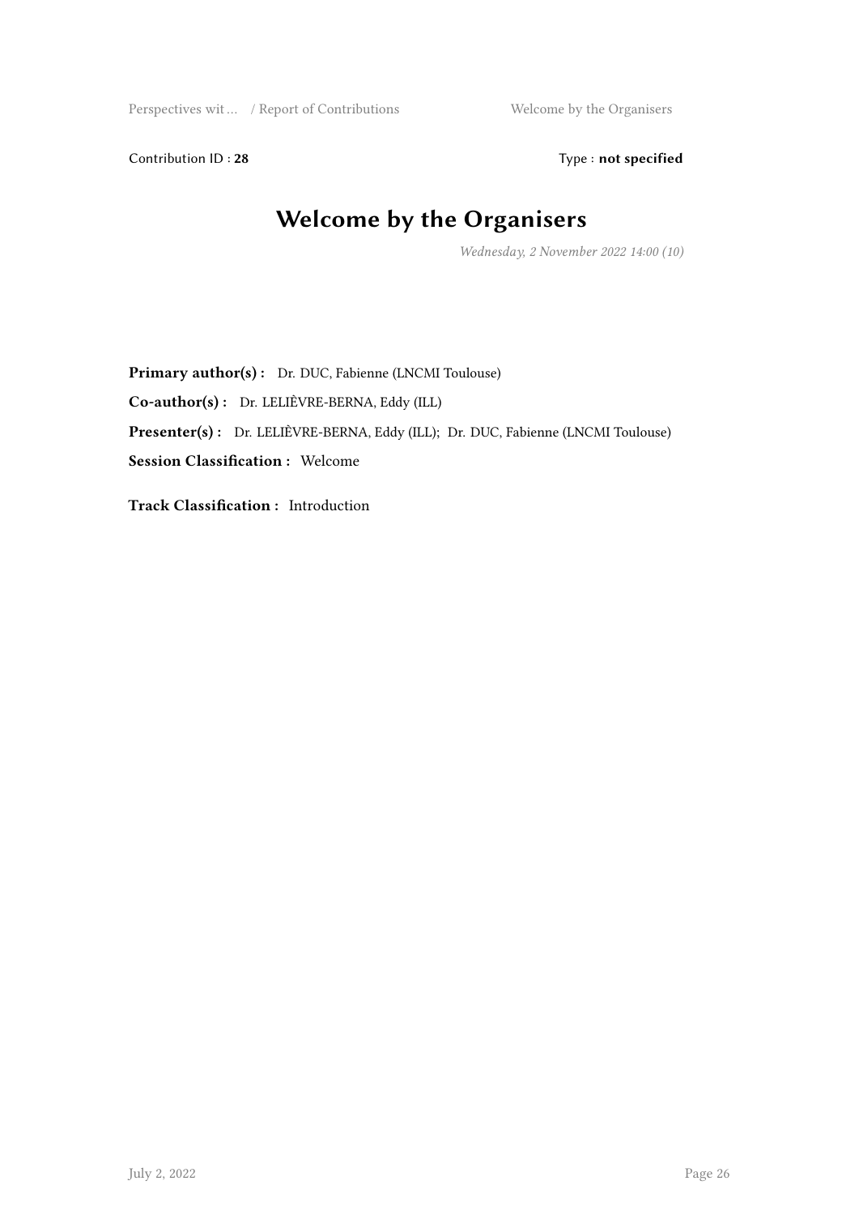Contribution ID : **28** Type : **not specified**

# Welcome by the Organisers

*Wednesday, 2 November 2022 14:00 (10)*

**Primary author(s) :** Dr. DUC, Fabienne (LNCMI Toulouse)

**Co-author(s) :** Dr. LELIÈVRE-BERNA, Eddy (ILL)

**Presenter(s) :** Dr. LELIÈVRE-BERNA, Eddy (ILL); Dr. DUC, Fabienne (LNCMI Toulouse)

**Session Classification :** Welcome

**Track Classification :** Introduction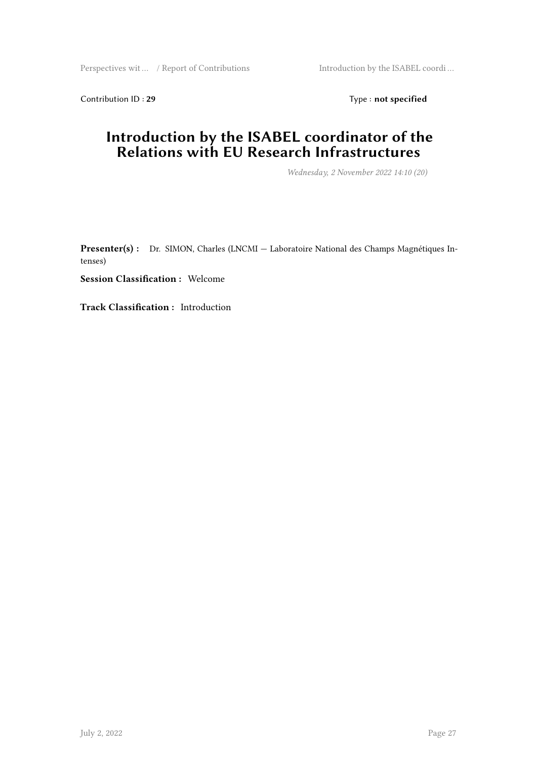Contribution ID : **29** Type : **not specified**

# Introduction by the ISABEL coordinator of the Relations with EU Research Infrastructures

*Wednesday, 2 November 2022 14:10 (20)*

**Presenter(s) :** Dr. SIMON, Charles (LNCMI – Laboratoire National des Champs Magnétiques Intenses)

**Session Classification :** Welcome

**Track Classification :** Introduction